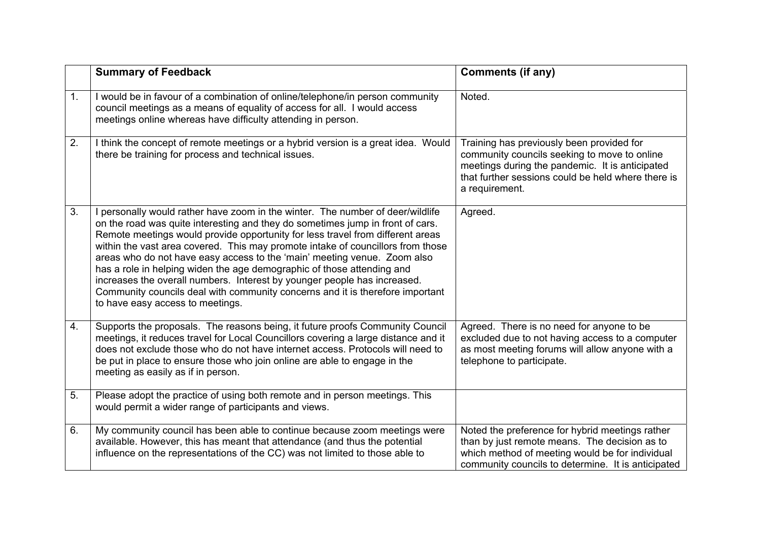|  | **Summary of Feedback** | **Comments (if any)** |
|---|---|---|
| 1. | I would be in favour of a combination of online/telephone/in person community council meetings as a means of equality of access for all. I would access meetings online whereas have difficulty attending in person. | Noted. |
| 2. | I think the concept of remote meetings or a hybrid version is a great idea. Would there be training for process and technical issues. | Training has previously been provided for community councils seeking to move to online meetings during the pandemic. It is anticipated that further sessions could be held where there is a requirement. |
| 3. | I personally would rather have zoom in the winter. The number of deer/wildlife on the road was quite interesting and they do sometimes jump in front of cars. Remote meetings would provide opportunity for less travel from different areas within the vast area covered. This may promote intake of councillors from those areas who do not have easy access to the 'main' meeting venue. Zoom also has a role in helping widen the age demographic of those attending and increases the overall numbers. Interest by younger people has increased. Community councils deal with community concerns and it is therefore important to have easy access to meetings. | Agreed. |
| 4. | Supports the proposals. The reasons being, it future proofs Community Council meetings, it reduces travel for Local Councillors covering a large distance and it does not exclude those who do not have internet access. Protocols will need to be put in place to ensure those who join online are able to engage in the meeting as easily as if in person. | Agreed. There is no need for anyone to be excluded due to not having access to a computer as most meeting forums will allow anyone with a telephone to participate. |
| 5. | Please adopt the practice of using both remote and in person meetings. This would permit a wider range of participants and views. | |
| 6. | My community council has been able to continue because zoom meetings were available. However, this has meant that attendance (and thus the potential influence on the representations of the CC) was not limited to those able to | Noted the preference for hybrid meetings rather than by just remote means. The decision as to which method of meeting would be for individual community councils to determine. It is anticipated |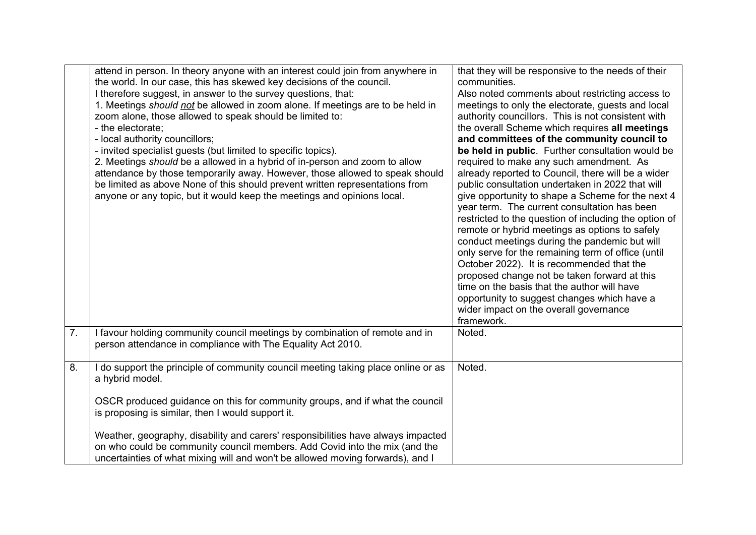| | | |
|---|---|---|
| | attend in person. In theory anyone with an interest could join from anywhere in the world. In our case, this has skewed key decisions of the council.<br>I therefore suggest, in answer to the survey questions, that:<br>1. Meetings *should <u>not</u>* be allowed in zoom alone. If meetings are to be held in zoom alone, those allowed to speak should be limited to:<br>- the electorate;<br>- local authority councillors;<br>- invited specialist guests (but limited to specific topics).<br>2. Meetings *should* be a allowed in a hybrid of in-person and zoom to allow attendance by those temporarily away. However, those allowed to speak should be limited as above None of this should prevent written representations from anyone or any topic, but it would keep the meetings and opinions local. | that they will be responsive to the needs of their communities.<br>Also noted comments about restricting access to meetings to only the electorate, guests and local authority councillors. This is not consistent with the overall Scheme which requires **all meetings and committees of the community council to be held in public**. Further consultation would be required to make any such amendment. As already reported to Council, there will be a wider public consultation undertaken in 2022 that will give opportunity to shape a Scheme for the next 4 year term. The current consultation has been restricted to the question of including the option of remote or hybrid meetings as options to safely conduct meetings during the pandemic but will only serve for the remaining term of office (until October 2022). It is recommended that the proposed change not be taken forward at this time on the basis that the author will have opportunity to suggest changes which have a wider impact on the overall governance framework. |
| 7. | I favour holding community council meetings by combination of remote and in person attendance in compliance with The Equality Act 2010. | Noted. |
| 8. | I do support the principle of community council meeting taking place online or as a hybrid model.<br><br>OSCR produced guidance on this for community groups, and if what the council is proposing is similar, then I would support it.<br><br>Weather, geography, disability and carers' responsibilities have always impacted on who could be community council members. Add Covid into the mix (and the uncertainties of what mixing will and won't be allowed moving forwards), and I | Noted. |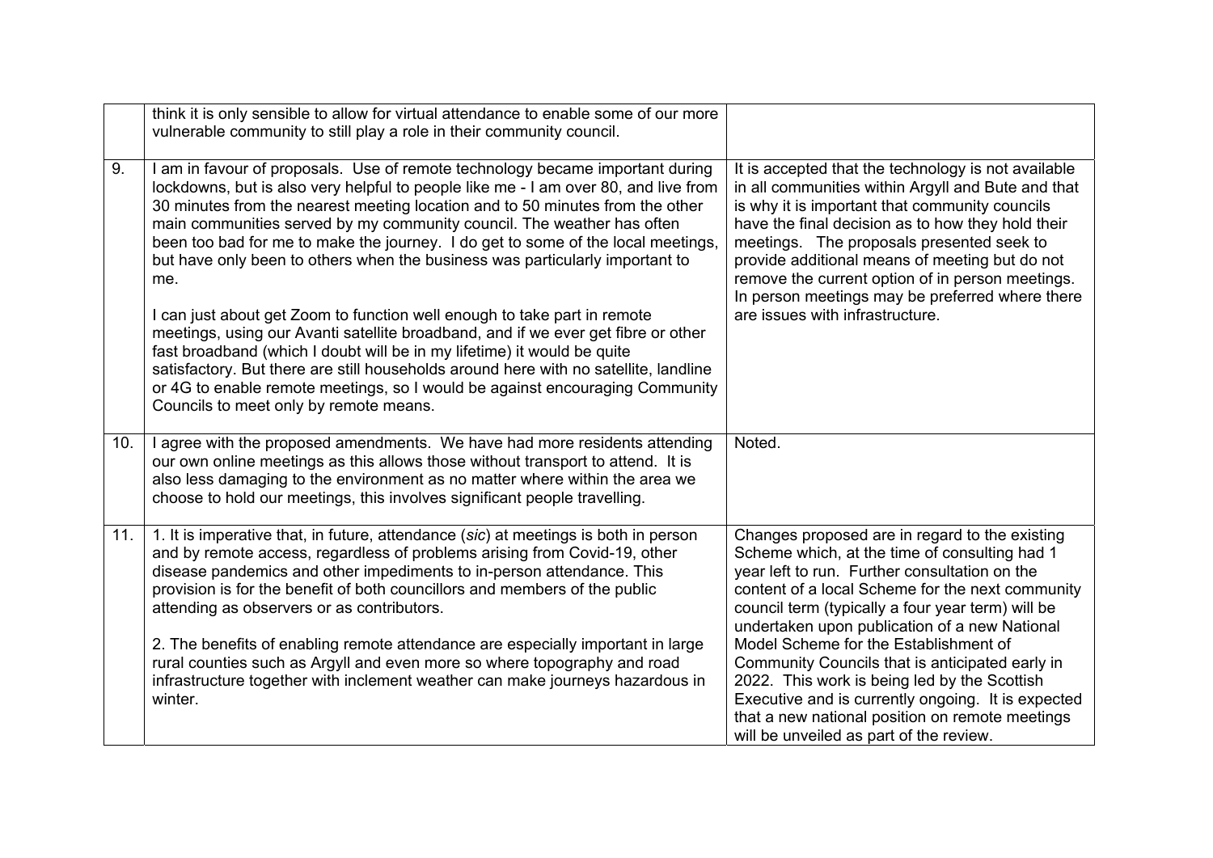| | | |
|---|---|---|
| | think it is only sensible to allow for virtual attendance to enable some of our more vulnerable community to still play a role in their community council. | |
| 9. | I am in favour of proposals. Use of remote technology became important during lockdowns, but is also very helpful to people like me - I am over 80, and live from 30 minutes from the nearest meeting location and to 50 minutes from the other main communities served by my community council. The weather has often been too bad for me to make the journey. I do get to some of the local meetings, but have only been to others when the business was particularly important to me.<br><br>I can just about get Zoom to function well enough to take part in remote meetings, using our Avanti satellite broadband, and if we ever get fibre or other fast broadband (which I doubt will be in my lifetime) it would be quite satisfactory. But there are still households around here with no satellite, landline or 4G to enable remote meetings, so I would be against encouraging Community Councils to meet only by remote means. | It is accepted that the technology is not available in all communities within Argyll and Bute and that is why it is important that community councils have the final decision as to how they hold their meetings. The proposals presented seek to provide additional means of meeting but do not remove the current option of in person meetings. In person meetings may be preferred where there are issues with infrastructure. |
| 10. | I agree with the proposed amendments. We have had more residents attending our own online meetings as this allows those without transport to attend. It is also less damaging to the environment as no matter where within the area we choose to hold our meetings, this involves significant people travelling. | Noted. |
| 11. | 1. It is imperative that, in future, attendance (*sic*) at meetings is both in person and by remote access, regardless of problems arising from Covid-19, other disease pandemics and other impediments to in-person attendance. This provision is for the benefit of both councillors and members of the public attending as observers or as contributors.<br><br>2. The benefits of enabling remote attendance are especially important in large rural counties such as Argyll and even more so where topography and road infrastructure together with inclement weather can make journeys hazardous in winter. | Changes proposed are in regard to the existing Scheme which, at the time of consulting had 1 year left to run. Further consultation on the content of a local Scheme for the next community council term (typically a four year term) will be undertaken upon publication of a new National Model Scheme for the Establishment of Community Councils that is anticipated early in 2022. This work is being led by the Scottish Executive and is currently ongoing. It is expected that a new national position on remote meetings will be unveiled as part of the review. |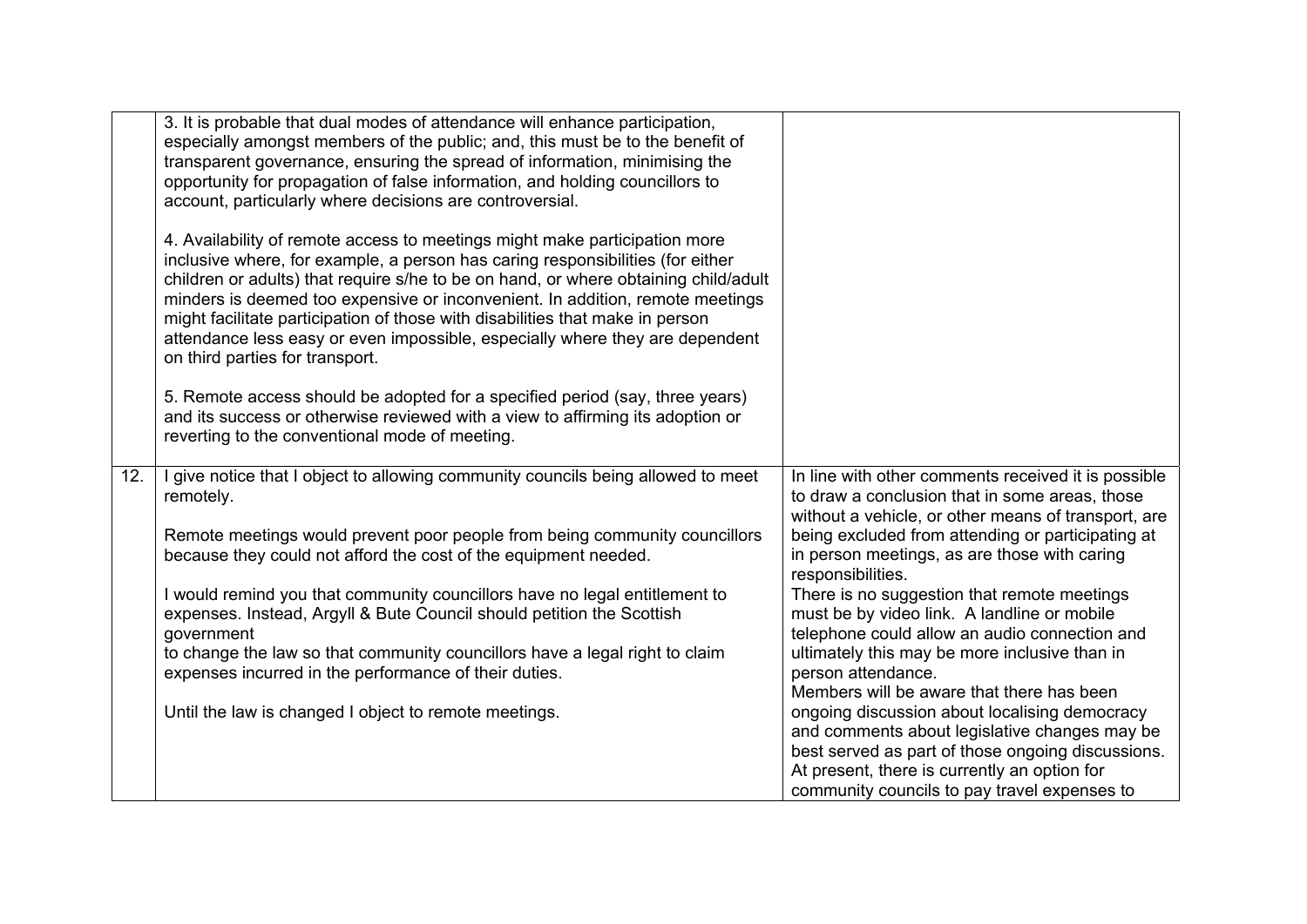| | | |
|---|---|---|
| | 3. It is probable that dual modes of attendance will enhance participation, especially amongst members of the public; and, this must be to the benefit of transparent governance, ensuring the spread of information, minimising the opportunity for propagation of false information, and holding councillors to account, particularly where decisions are controversial.<br><br>4. Availability of remote access to meetings might make participation more inclusive where, for example, a person has caring responsibilities (for either children or adults) that require s/he to be on hand, or where obtaining child/adult minders is deemed too expensive or inconvenient. In addition, remote meetings might facilitate participation of those with disabilities that make in person attendance less easy or even impossible, especially where they are dependent on third parties for transport.<br><br>5. Remote access should be adopted for a specified period (say, three years) and its success or otherwise reviewed with a view to affirming its adoption or reverting to the conventional mode of meeting. | |
| 12. | I give notice that I object to allowing community councils being allowed to meet remotely.<br><br>Remote meetings would prevent poor people from being community councillors because they could not afford the cost of the equipment needed.<br><br>I would remind you that community councillors have no legal entitlement to expenses. Instead, Argyll & Bute Council should petition the Scottish government<br>to change the law so that community councillors have a legal right to claim expenses incurred in the performance of their duties.<br><br>Until the law is changed I object to remote meetings. | In line with other comments received it is possible to draw a conclusion that in some areas, those without a vehicle, or other means of transport, are being excluded from attending or participating at in person meetings, as are those with caring responsibilities.<br>There is no suggestion that remote meetings must be by video link. A landline or mobile telephone could allow an audio connection and ultimately this may be more inclusive than in person attendance.<br>Members will be aware that there has been ongoing discussion about localising democracy and comments about legislative changes may be best served as part of those ongoing discussions.<br>At present, there is currently an option for community councils to pay travel expenses to |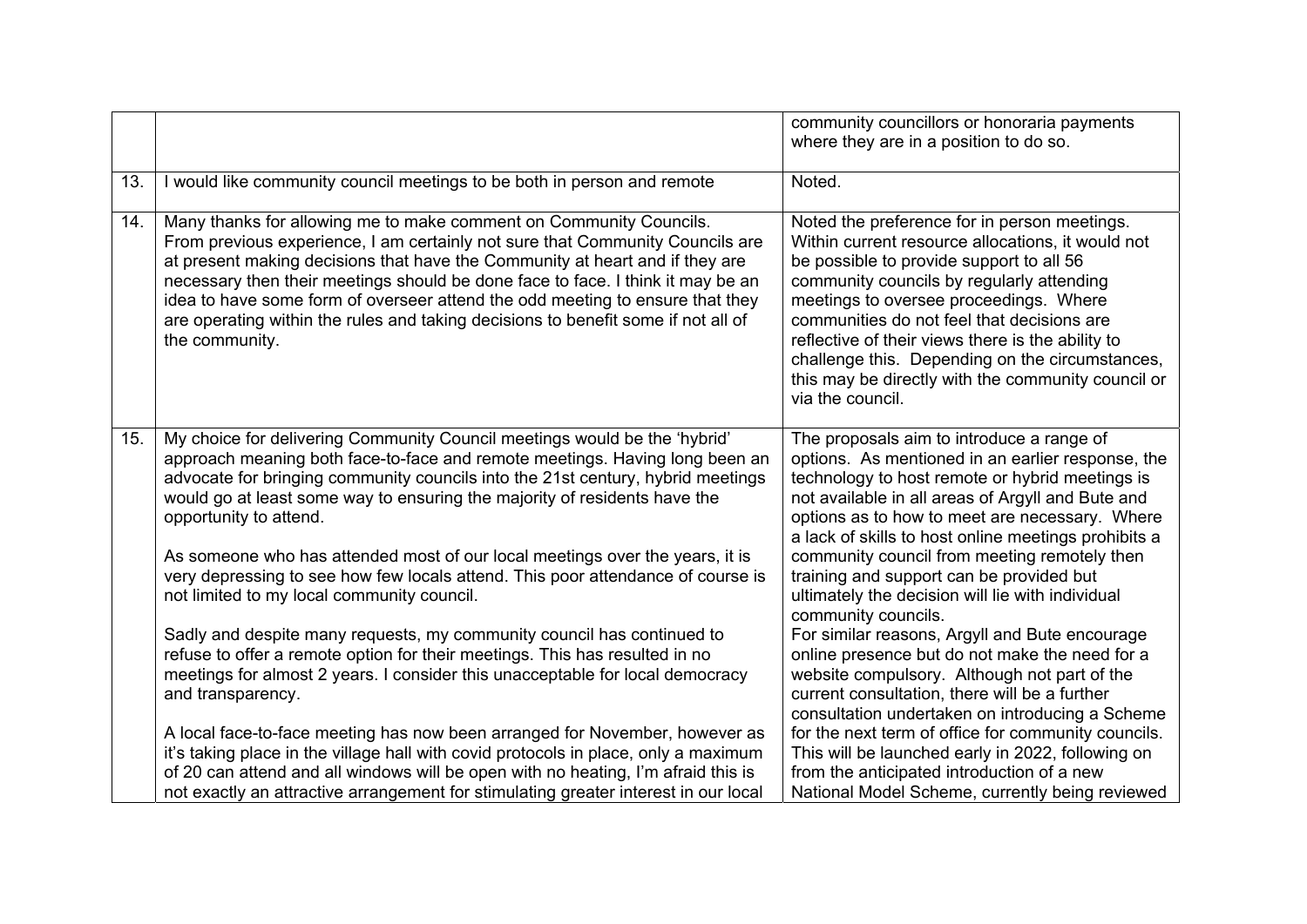|  |  |  |
|---|---|---|
|  |  | community councillors or honoraria payments where they are in a position to do so. |
| 13. | I would like community council meetings to be both in person and remote | Noted. |
| 14. | Many thanks for allowing me to make comment on Community Councils.<br>From previous experience, I am certainly not sure that Community Councils are at present making decisions that have the Community at heart and if they are necessary then their meetings should be done face to face. I think it may be an idea to have some form of overseer attend the odd meeting to ensure that they are operating within the rules and taking decisions to benefit some if not all of the community. | Noted the preference for in person meetings. Within current resource allocations, it would not be possible to provide support to all 56 community councils by regularly attending meetings to oversee proceedings. Where communities do not feel that decisions are reflective of their views there is the ability to challenge this. Depending on the circumstances, this may be directly with the community council or via the council. |
| 15. | My choice for delivering Community Council meetings would be the 'hybrid' approach meaning both face-to-face and remote meetings. Having long been an advocate for bringing community councils into the 21st century, hybrid meetings would go at least some way to ensuring the majority of residents have the opportunity to attend.<br><br>As someone who has attended most of our local meetings over the years, it is very depressing to see how few locals attend. This poor attendance of course is not limited to my local community council.<br><br>Sadly and despite many requests, my community council has continued to refuse to offer a remote option for their meetings. This has resulted in no meetings for almost 2 years. I consider this unacceptable for local democracy and transparency.<br><br>A local face-to-face meeting has now been arranged for November, however as it's taking place in the village hall with covid protocols in place, only a maximum of 20 can attend and all windows will be open with no heating, I'm afraid this is not exactly an attractive arrangement for stimulating greater interest in our local | The proposals aim to introduce a range of options. As mentioned in an earlier response, the technology to host remote or hybrid meetings is not available in all areas of Argyll and Bute and options as to how to meet are necessary. Where a lack of skills to host online meetings prohibits a community council from meeting remotely then training and support can be provided but ultimately the decision will lie with individual community councils.<br>For similar reasons, Argyll and Bute encourage online presence but do not make the need for a website compulsory. Although not part of the current consultation, there will be a further consultation undertaken on introducing a Scheme for the next term of office for community councils. This will be launched early in 2022, following on from the anticipated introduction of a new National Model Scheme, currently being reviewed |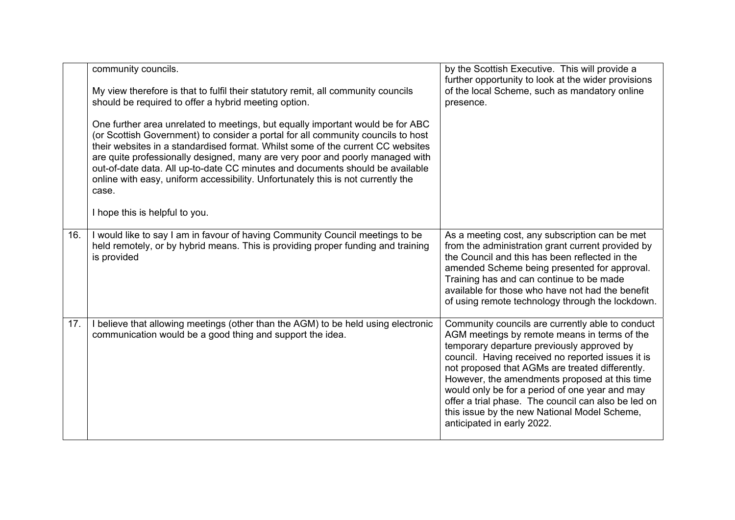| | | |
|---|---|---|
| | community councils.<br><br>My view therefore is that to fulfil their statutory remit, all community councils should be required to offer a hybrid meeting option.<br><br>One further area unrelated to meetings, but equally important would be for ABC (or Scottish Government) to consider a portal for all community councils to host their websites in a standardised format. Whilst some of the current CC websites are quite professionally designed, many are very poor and poorly managed with out-of-date data. All up-to-date CC minutes and documents should be available online with easy, uniform accessibility. Unfortunately this is not currently the case.<br><br>I hope this is helpful to you. | by the Scottish Executive. This will provide a further opportunity to look at the wider provisions of the local Scheme, such as mandatory online presence. |
| 16. | I would like to say I am in favour of having Community Council meetings to be held remotely, or by hybrid means. This is providing proper funding and training is provided | As a meeting cost, any subscription can be met from the administration grant current provided by the Council and this has been reflected in the amended Scheme being presented for approval. Training has and can continue to be made available for those who have not had the benefit of using remote technology through the lockdown. |
| 17. | I believe that allowing meetings (other than the AGM) to be held using electronic communication would be a good thing and support the idea. | Community councils are currently able to conduct AGM meetings by remote means in terms of the temporary departure previously approved by council. Having received no reported issues it is not proposed that AGMs are treated differently. However, the amendments proposed at this time would only be for a period of one year and may offer a trial phase. The council can also be led on this issue by the new National Model Scheme, anticipated in early 2022. |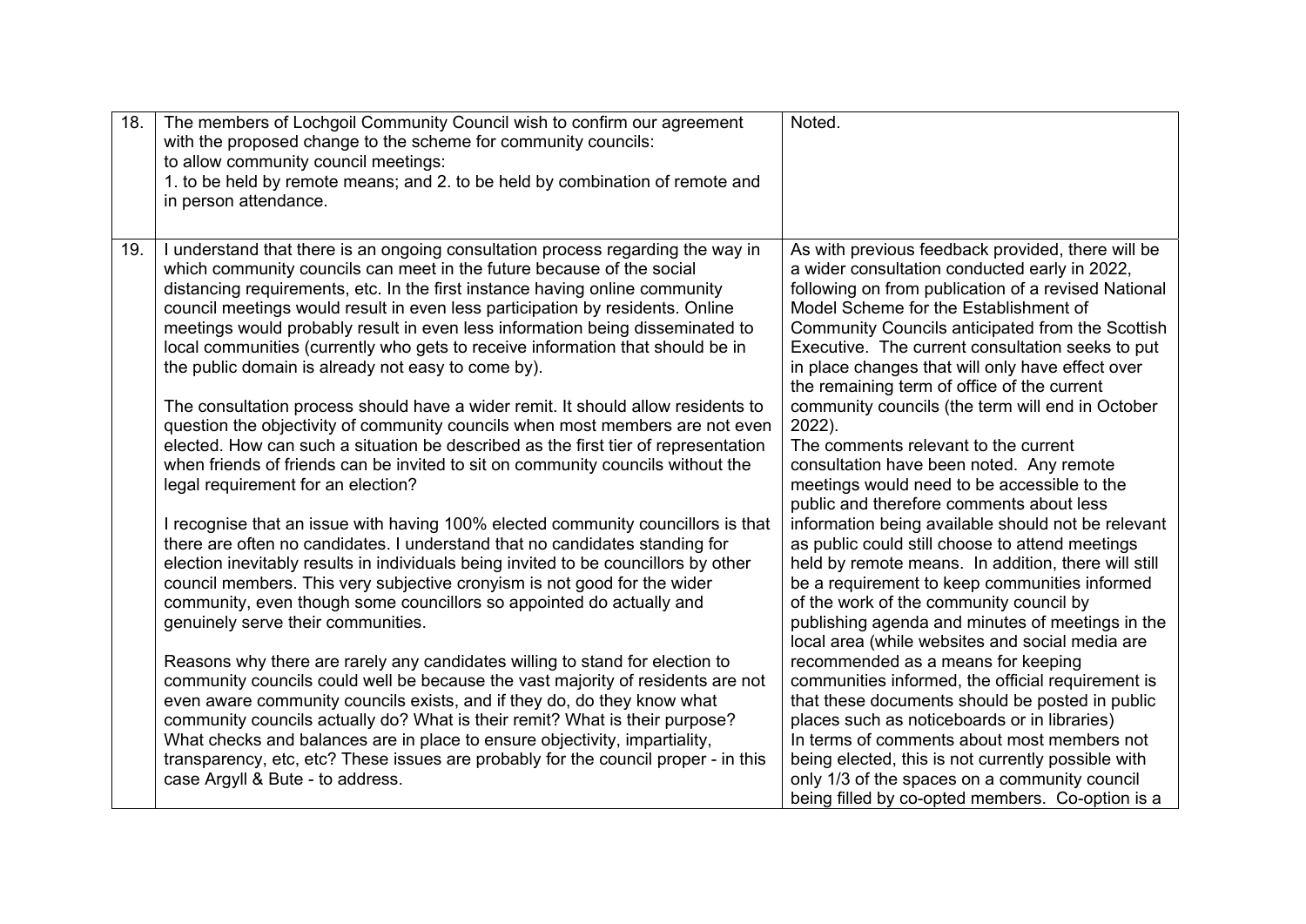| 18. | The members of Lochgoil Community Council wish to confirm our agreement with the proposed change to the scheme for community councils:<br>to allow community council meetings:<br>1. to be held by remote means; and 2. to be held by combination of remote and in person attendance. | Noted. |
|---|---|---|
| 19. | I understand that there is an ongoing consultation process regarding the way in which community councils can meet in the future because of the social distancing requirements, etc. In the first instance having online community council meetings would result in even less participation by residents. Online meetings would probably result in even less information being disseminated to local communities (currently who gets to receive information that should be in the public domain is already not easy to come by).<br><br>The consultation process should have a wider remit. It should allow residents to question the objectivity of community councils when most members are not even elected. How can such a situation be described as the first tier of representation when friends of friends can be invited to sit on community councils without the legal requirement for an election?<br><br>I recognise that an issue with having 100% elected community councillors is that there are often no candidates. I understand that no candidates standing for election inevitably results in individuals being invited to be councillors by other council members. This very subjective cronyism is not good for the wider community, even though some councillors so appointed do actually and genuinely serve their communities.<br><br>Reasons why there are rarely any candidates willing to stand for election to community councils could well be because the vast majority of residents are not even aware community councils exists, and if they do, do they know what community councils actually do? What is their remit? What is their purpose? What checks and balances are in place to ensure objectivity, impartiality, transparency, etc, etc? These issues are probably for the council proper - in this case Argyll & Bute - to address. | As with previous feedback provided, there will be a wider consultation conducted early in 2022, following on from publication of a revised National Model Scheme for the Establishment of Community Councils anticipated from the Scottish Executive. The current consultation seeks to put in place changes that will only have effect over the remaining term of office of the current community councils (the term will end in October 2022).<br>The comments relevant to the current consultation have been noted. Any remote meetings would need to be accessible to the public and therefore comments about less information being available should not be relevant as public could still choose to attend meetings held by remote means. In addition, there will still be a requirement to keep communities informed of the work of the community council by publishing agenda and minutes of meetings in the local area (while websites and social media are recommended as a means for keeping communities informed, the official requirement is that these documents should be posted in public places such as noticeboards or in libraries)<br>In terms of comments about most members not being elected, this is not currently possible with only 1/3 of the spaces on a community council being filled by co-opted members. Co-option is a |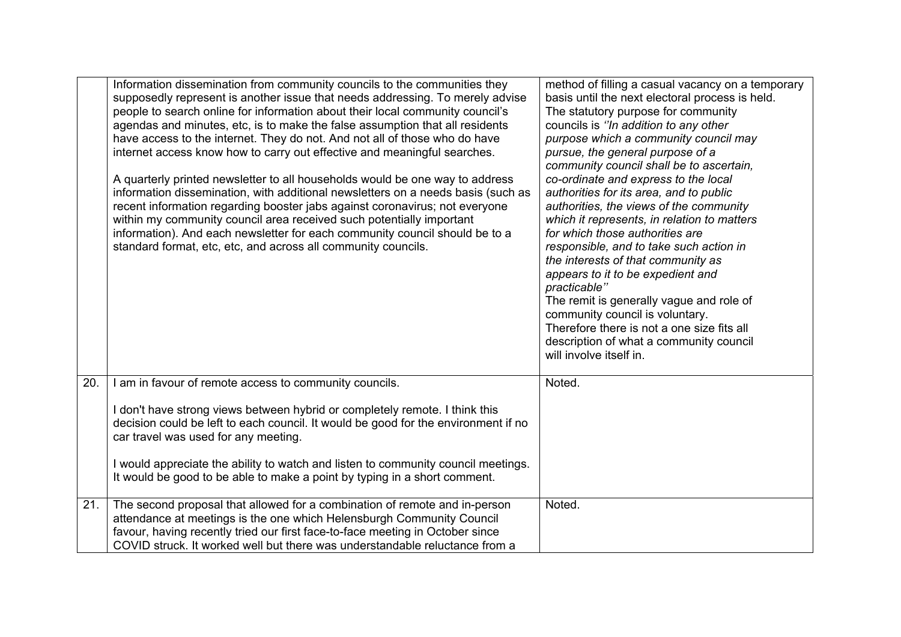| | | |
|---|---|---|
| | Information dissemination from community councils to the communities they supposedly represent is another issue that needs addressing. To merely advise people to search online for information about their local community council's agendas and minutes, etc, is to make the false assumption that all residents have access to the internet. They do not. And not all of those who do have internet access know how to carry out effective and meaningful searches.<br><br>A quarterly printed newsletter to all households would be one way to address information dissemination, with additional newsletters on a needs basis (such as recent information regarding booster jabs against coronavirus; not everyone within my community council area received such potentially important information). And each newsletter for each community council should be to a standard format, etc, etc, and across all community councils. | method of filling a casual vacancy on a temporary basis until the next electoral process is held.<br>The statutory purpose for community councils is *''In addition to any other purpose which a community council may pursue, the general purpose of a community council shall be to ascertain, co-ordinate and express to the local authorities for its area, and to public authorities, the views of the community which it represents, in relation to matters for which those authorities are responsible, and to take such action in the interests of that community as appears to it to be expedient and practicable''*<br>The remit is generally vague and role of community council is voluntary.<br>Therefore there is not a one size fits all description of what a community council will involve itself in. |
| 20. | I am in favour of remote access to community councils.<br><br>I don't have strong views between hybrid or completely remote. I think this decision could be left to each council. It would be good for the environment if no car travel was used for any meeting.<br><br>I would appreciate the ability to watch and listen to community council meetings. It would be good to be able to make a point by typing in a short comment. | Noted. |
| 21. | The second proposal that allowed for a combination of remote and in-person attendance at meetings is the one which Helensburgh Community Council favour, having recently tried our first face-to-face meeting in October since COVID struck. It worked well but there was understandable reluctance from a | Noted. |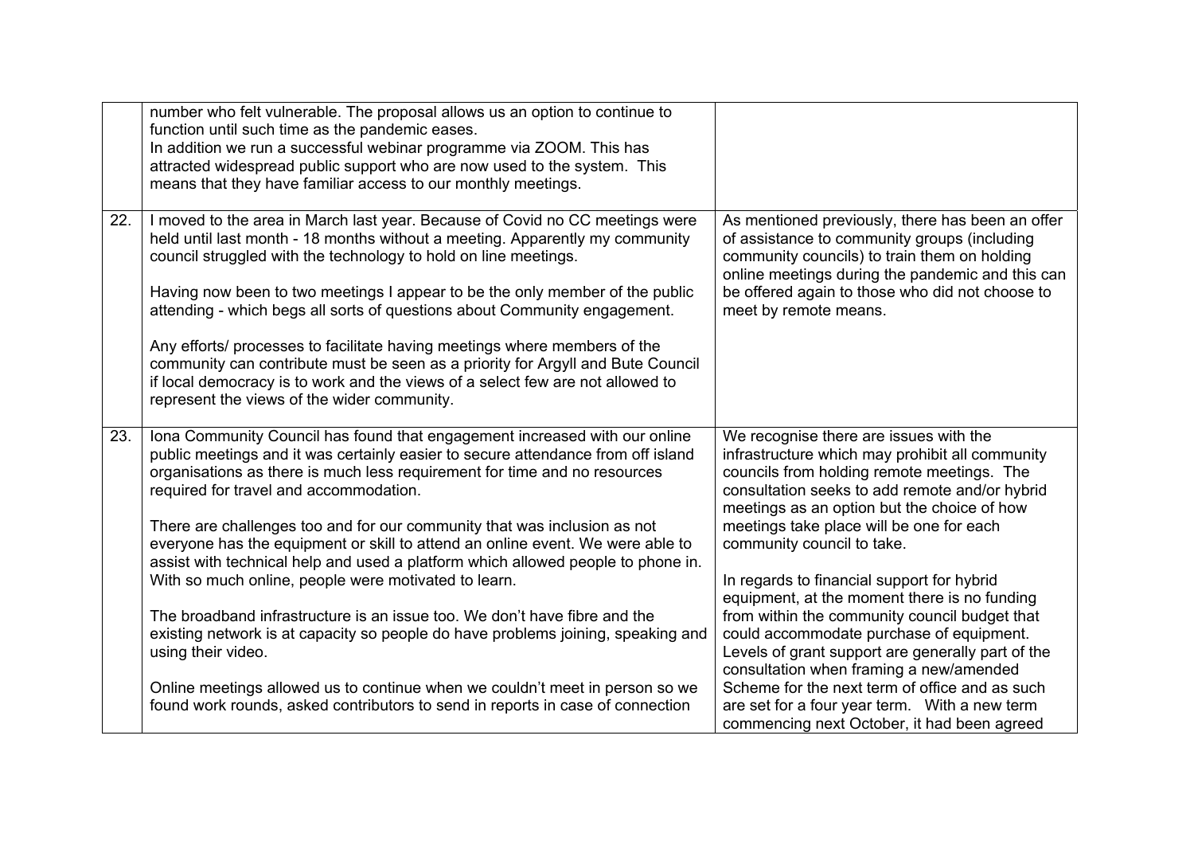| | | |
|---|---|---|
| | number who felt vulnerable. The proposal allows us an option to continue to function until such time as the pandemic eases.<br>In addition we run a successful webinar programme via ZOOM. This has attracted widespread public support who are now used to the system. This means that they have familiar access to our monthly meetings. | |
| 22. | I moved to the area in March last year. Because of Covid no CC meetings were held until last month - 18 months without a meeting. Apparently my community council struggled with the technology to hold on line meetings.<br><br>Having now been to two meetings I appear to be the only member of the public attending - which begs all sorts of questions about Community engagement.<br><br>Any efforts/ processes to facilitate having meetings where members of the community can contribute must be seen as a priority for Argyll and Bute Council if local democracy is to work and the views of a select few are not allowed to represent the views of the wider community. | As mentioned previously, there has been an offer of assistance to community groups (including community councils) to train them on holding online meetings during the pandemic and this can be offered again to those who did not choose to meet by remote means. |
| 23. | Iona Community Council has found that engagement increased with our online public meetings and it was certainly easier to secure attendance from off island organisations as there is much less requirement for time and no resources required for travel and accommodation.<br><br>There are challenges too and for our community that was inclusion as not everyone has the equipment or skill to attend an online event. We were able to assist with technical help and used a platform which allowed people to phone in. With so much online, people were motivated to learn.<br><br>The broadband infrastructure is an issue too. We don't have fibre and the existing network is at capacity so people do have problems joining, speaking and using their video.<br><br>Online meetings allowed us to continue when we couldn't meet in person so we found work rounds, asked contributors to send in reports in case of connection | We recognise there are issues with the infrastructure which may prohibit all community councils from holding remote meetings. The consultation seeks to add remote and/or hybrid meetings as an option but the choice of how meetings take place will be one for each community council to take.<br><br>In regards to financial support for hybrid equipment, at the moment there is no funding from within the community council budget that could accommodate purchase of equipment. Levels of grant support are generally part of the consultation when framing a new/amended Scheme for the next term of office and as such are set for a four year term. With a new term commencing next October, it had been agreed |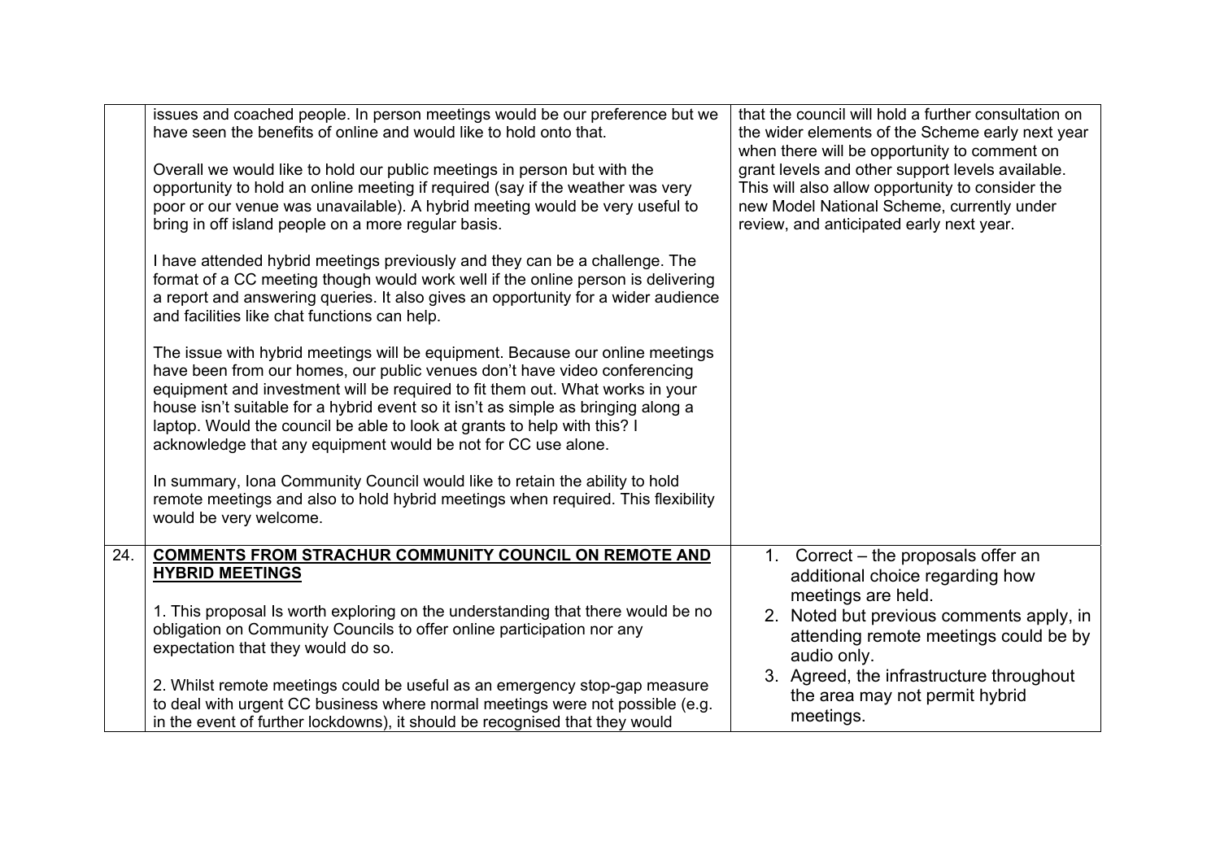|  |  |  |
|---|---|---|
|  | issues and coached people. In person meetings would be our preference but we have seen the benefits of online and would like to hold onto that.<br><br>Overall we would like to hold our public meetings in person but with the opportunity to hold an online meeting if required (say if the weather was very poor or our venue was unavailable). A hybrid meeting would be very useful to bring in off island people on a more regular basis.<br><br>I have attended hybrid meetings previously and they can be a challenge. The format of a CC meeting though would work well if the online person is delivering a report and answering queries. It also gives an opportunity for a wider audience and facilities like chat functions can help.<br><br>The issue with hybrid meetings will be equipment. Because our online meetings have been from our homes, our public venues don't have video conferencing equipment and investment will be required to fit them out. What works in your house isn't suitable for a hybrid event so it isn't as simple as bringing along a laptop. Would the council be able to look at grants to help with this? I acknowledge that any equipment would be not for CC use alone.<br><br>In summary, Iona Community Council would like to retain the ability to hold remote meetings and also to hold hybrid meetings when required. This flexibility would be very welcome. | that the council will hold a further consultation on the wider elements of the Scheme early next year when there will be opportunity to comment on grant levels and other support levels available. This will also allow opportunity to consider the new Model National Scheme, currently under review, and anticipated early next year. |
| 24. | **COMMENTS FROM STRACHUR COMMUNITY COUNCIL ON REMOTE AND HYBRID MEETINGS**<br><br>1. This proposal Is worth exploring on the understanding that there would be no obligation on Community Councils to offer online participation nor any expectation that they would do so.<br><br>2. Whilst remote meetings could be useful as an emergency stop-gap measure to deal with urgent CC business where normal meetings were not possible (e.g. in the event of further lockdowns), it should be recognised that they would | 1. Correct – the proposals offer an additional choice regarding how meetings are held.<br>2. Noted but previous comments apply, in attending remote meetings could be by audio only.<br>3. Agreed, the infrastructure throughout the area may not permit hybrid meetings. |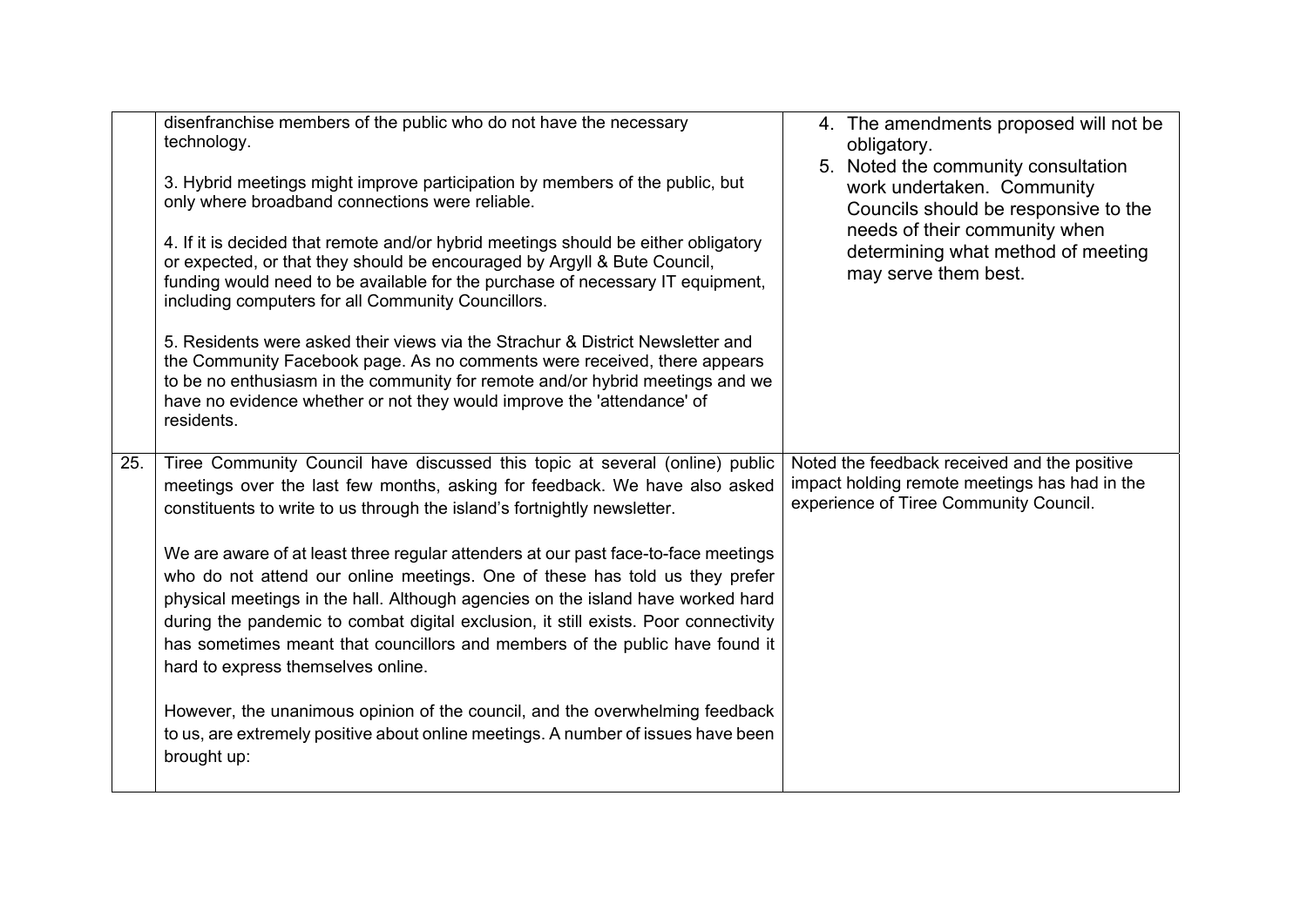| | | |
|---|---|---|
| | disenfranchise members of the public who do not have the necessary technology.<br><br>3. Hybrid meetings might improve participation by members of the public, but only where broadband connections were reliable.<br><br>4. If it is decided that remote and/or hybrid meetings should be either obligatory or expected, or that they should be encouraged by Argyll & Bute Council, funding would need to be available for the purchase of necessary IT equipment, including computers for all Community Councillors.<br><br>5. Residents were asked their views via the Strachur & District Newsletter and the Community Facebook page. As no comments were received, there appears to be no enthusiasm in the community for remote and/or hybrid meetings and we have no evidence whether or not they would improve the 'attendance' of residents. | 4. The amendments proposed will not be obligatory.<br>5. Noted the community consultation work undertaken. Community Councils should be responsive to the needs of their community when determining what method of meeting may serve them best. |
| 25. | Tiree Community Council have discussed this topic at several (online) public meetings over the last few months, asking for feedback. We have also asked constituents to write to us through the island's fortnightly newsletter.<br><br>We are aware of at least three regular attenders at our past face-to-face meetings who do not attend our online meetings. One of these has told us they prefer physical meetings in the hall. Although agencies on the island have worked hard during the pandemic to combat digital exclusion, it still exists. Poor connectivity has sometimes meant that councillors and members of the public have found it hard to express themselves online.<br><br>However, the unanimous opinion of the council, and the overwhelming feedback to us, are extremely positive about online meetings. A number of issues have been brought up: | Noted the feedback received and the positive impact holding remote meetings has had in the experience of Tiree Community Council. |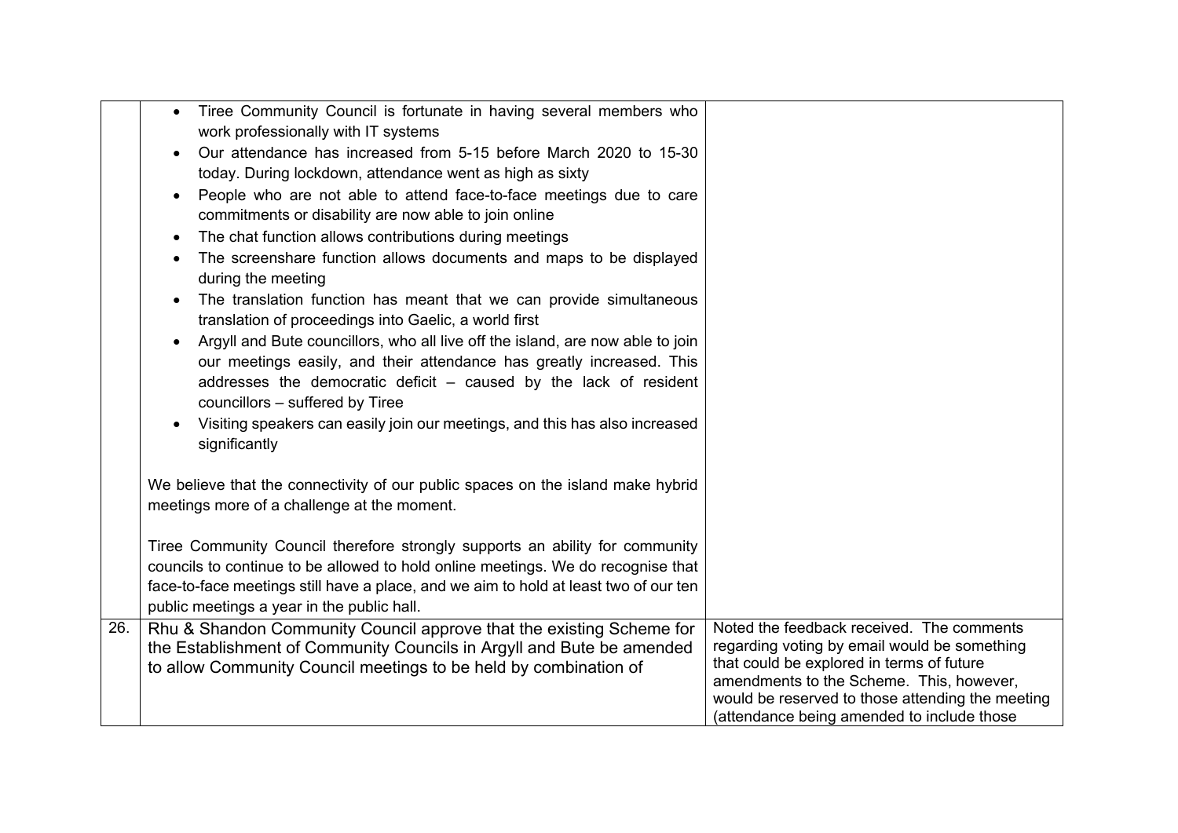| | | |
|---|---|---|
| | • Tiree Community Council is fortunate in having several members who work professionally with IT systems<br>• Our attendance has increased from 5-15 before March 2020 to 15-30 today. During lockdown, attendance went as high as sixty<br>• People who are not able to attend face-to-face meetings due to care commitments or disability are now able to join online<br>• The chat function allows contributions during meetings<br>• The screenshare function allows documents and maps to be displayed during the meeting<br>• The translation function has meant that we can provide simultaneous translation of proceedings into Gaelic, a world first<br>• Argyll and Bute councillors, who all live off the island, are now able to join our meetings easily, and their attendance has greatly increased. This addresses the democratic deficit – caused by the lack of resident councillors – suffered by Tiree<br>• Visiting speakers can easily join our meetings, and this has also increased significantly<br><br>We believe that the connectivity of our public spaces on the island make hybrid meetings more of a challenge at the moment.<br><br>Tiree Community Council therefore strongly supports an ability for community councils to continue to be allowed to hold online meetings. We do recognise that face-to-face meetings still have a place, and we aim to hold at least two of our ten public meetings a year in the public hall. | |
| 26. | Rhu & Shandon Community Council approve that the existing Scheme for the Establishment of Community Councils in Argyll and Bute be amended to allow Community Council meetings to be held by combination of | Noted the feedback received. The comments regarding voting by email would be something that could be explored in terms of future amendments to the Scheme. This, however, would be reserved to those attending the meeting (attendance being amended to include those |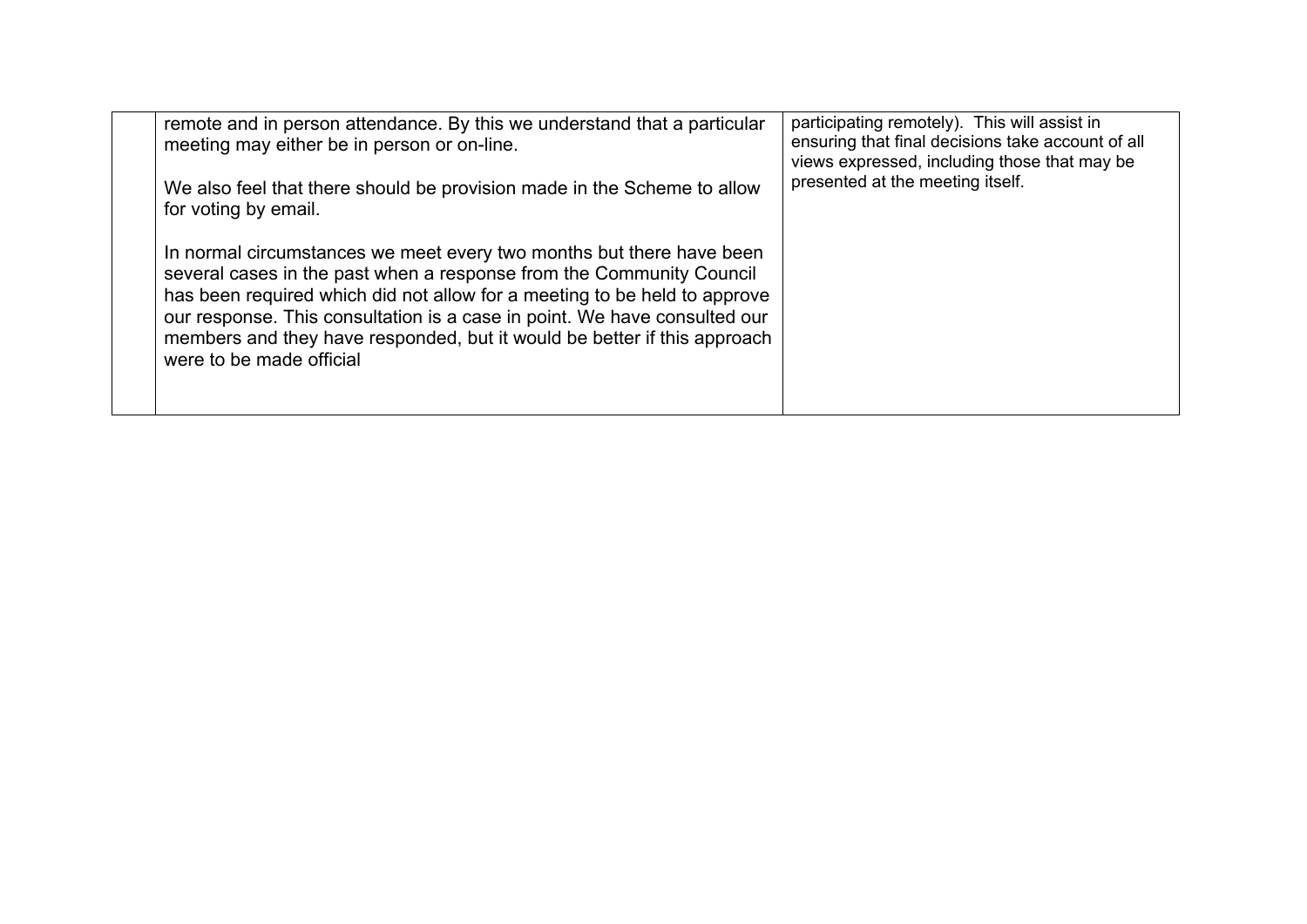| | | |
|---|---|---|
| | remote and in person attendance. By this we understand that a particular meeting may either be in person or on-line.<br><br>We also feel that there should be provision made in the Scheme to allow for voting by email.<br><br>In normal circumstances we meet every two months but there have been several cases in the past when a response from the Community Council has been required which did not allow for a meeting to be held to approve our response. This consultation is a case in point. We have consulted our members and they have responded, but it would be better if this approach were to be made official | participating remotely). This will assist in ensuring that final decisions take account of all views expressed, including those that may be presented at the meeting itself. |